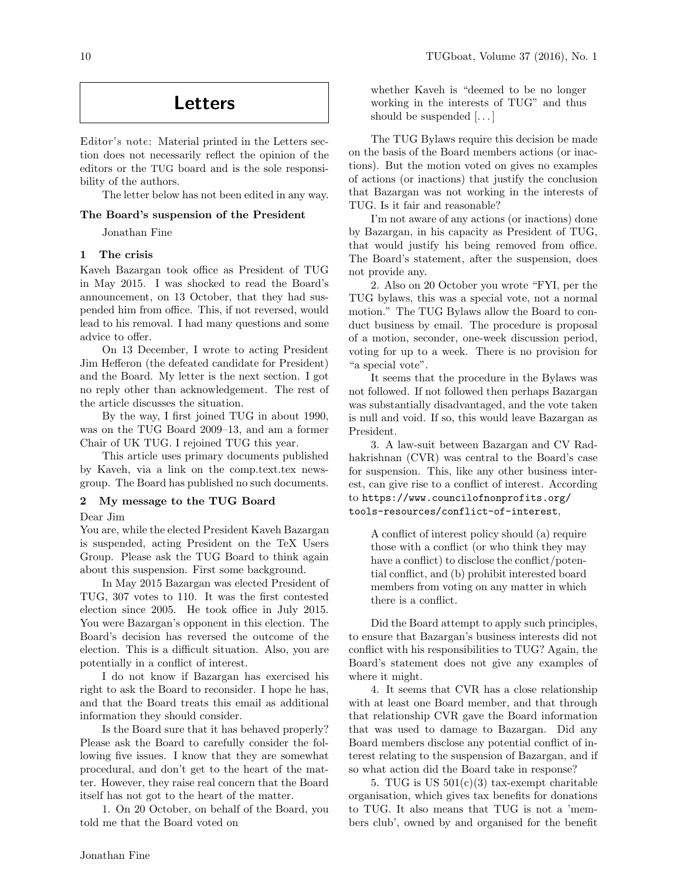# Letters

*Editor's note:* Material printed in the Letters section does not necessarily reflect the opinion of the editors or the TUG board and is the sole responsibility of the authors.

The letter below has not been edited in any way.

### The Board's suspension of the President

Jonathan Fine

## 1 The crisis

Kaveh Bazargan took office as President of TUG in May 2015. I was shocked to read the Board's announcement, on 13 October, that they had suspended him from office. This, if not reversed, would lead to his removal. I had many questions and some advice to offer.

On 13 December, I wrote to acting President Jim Hefferon (the defeated candidate for President) and the Board. My letter is the next section. I got no reply other than acknowledgement. The rest of the article discusses the situation.

By the way, I first joined TUG in about 1990, was on the TUG Board 2009–13, and am a former Chair of UK TUG. I rejoined TUG this year.

This article uses primary documents published by Kaveh, via a link on the comp.text.tex newsgroup. The Board has published no such documents.

## 2 My message to the TUG Board

Dear Jim

You are, while the elected President Kaveh Bazargan is suspended, acting President on the TeX Users Group. Please ask the TUG Board to think again about this suspension. First some background.

In May 2015 Bazargan was elected President of TUG, 307 votes to 110. It was the first contested election since 2005. He took office in July 2015. You were Bazargan's opponent in this election. The Board's decision has reversed the outcome of the election. This is a difficult situation. Also, you are potentially in a conflict of interest.

I do not know if Bazargan has exercised his right to ask the Board to reconsider. I hope he has, and that the Board treats this email as additional information they should consider.

Is the Board sure that it has behaved properly? Please ask the Board to carefully consider the following five issues. I know that they are somewhat procedural, and don't get to the heart of the matter. However, they raise real concern that the Board itself has not got to the heart of the matter.

1. On 20 October, on behalf of the Board, you told me that the Board voted on

> whether Kaveh is "deemed to be no longer working in the interests of TUG" and thus should be suspended [...]

The TUG Bylaws require this decision be made on the basis of the Board members actions (or inactions). But the motion voted on gives no examples of actions (or inactions) that justify the conclusion that Bazargan was not working in the interests of TUG. Is it fair and reasonable?

I'm not aware of any actions (or inactions) done by Bazargan, in his capacity as President of TUG, that would justify his being removed from office. The Board's statement, after the suspension, does not provide any.

2. Also on 20 October you wrote "FYI, per the TUG bylaws, this was a special vote, not a normal motion." The TUG Bylaws allow the Board to conduct business by email. The procedure is proposal of a motion, seconder, one-week discussion period, voting for up to a week. There is no provision for "a special vote".

It seems that the procedure in the Bylaws was not followed. If not followed then perhaps Bazargan was substantially disadvantaged, and the vote taken is null and void. If so, this would leave Bazargan as President.

3. A law-suit between Bazargan and CV Radhakrishnan (CVR) was central to the Board's case for suspension. This, like any other business interest, can give rise to a conflict of interest. According to `https://www.councilofnonprofits.org/tools-resources/conflict-of-interest`,

> A conflict of interest policy should (a) require those with a conflict (or who think they may have a conflict) to disclose the conflict/potential conflict, and (b) prohibit interested board members from voting on any matter in which there is a conflict.

Did the Board attempt to apply such principles, to ensure that Bazargan's business interests did not conflict with his responsibilities to TUG? Again, the Board's statement does not give any examples of where it might.

4. It seems that CVR has a close relationship with at least one Board member, and that through that relationship CVR gave the Board information that was used to damage to Bazargan. Did any Board members disclose any potential conflict of interest relating to the suspension of Bazargan, and if so what action did the Board take in response?

5. TUG is US 501(c)(3) tax-exempt charitable organisation, which gives tax benefits for donations to TUG. It also means that TUG is not a 'members club', owned by and organised for the benefit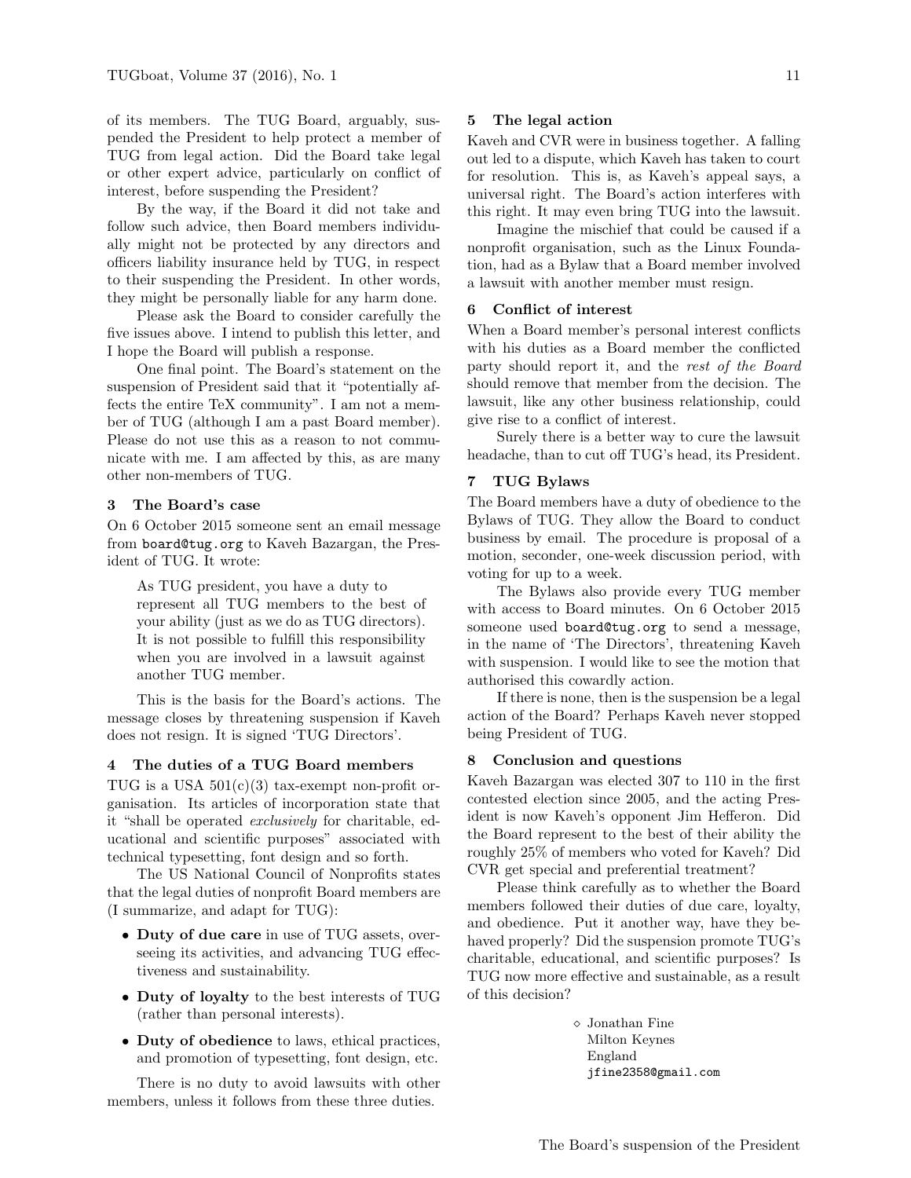of its members. The TUG Board, arguably, suspended the President to help protect a member of TUG from legal action. Did the Board take legal or other expert advice, particularly on conflict of interest, before suspending the President?

By the way, if the Board it did not take and follow such advice, then Board members individually might not be protected by any directors and officers liability insurance held by TUG, in respect to their suspending the President. In other words, they might be personally liable for any harm done.

Please ask the Board to consider carefully the five issues above. I intend to publish this letter, and I hope the Board will publish a response.

One final point. The Board's statement on the suspension of President said that it "potentially affects the entire TeX community". I am not a member of TUG (although I am a past Board member). Please do not use this as a reason to not communicate with me. I am affected by this, as are many other non-members of TUG.

## 3 The Board's case

On 6 October 2015 someone sent an email message from `board@tug.org` to Kaveh Bazargan, the President of TUG. It wrote:

> As TUG president, you have a duty to represent all TUG members to the best of your ability (just as we do as TUG directors). It is not possible to fulfill this responsibility when you are involved in a lawsuit against another TUG member.

This is the basis for the Board's actions. The message closes by threatening suspension if Kaveh does not resign. It is signed 'TUG Directors'.

## 4 The duties of a TUG Board members

TUG is a USA 501(c)(3) tax-exempt non-profit organisation. Its articles of incorporation state that it "shall be operated *exclusively* for charitable, educational and scientific purposes" associated with technical typesetting, font design and so forth.

The US National Council of Nonprofits states that the legal duties of nonprofit Board members are (I summarize, and adapt for TUG):

- **Duty of due care** in use of TUG assets, overseeing its activities, and advancing TUG effectiveness and sustainability.
- **Duty of loyalty** to the best interests of TUG (rather than personal interests).
- **Duty of obedience** to laws, ethical practices, and promotion of typesetting, font design, etc.

There is no duty to avoid lawsuits with other members, unless it follows from these three duties.

## 5 The legal action

Kaveh and CVR were in business together. A falling out led to a dispute, which Kaveh has taken to court for resolution. This is, as Kaveh's appeal says, a universal right. The Board's action interferes with this right. It may even bring TUG into the lawsuit.

Imagine the mischief that could be caused if a nonprofit organisation, such as the Linux Foundation, had as a Bylaw that a Board member involved a lawsuit with another member must resign.

## 6 Conflict of interest

When a Board member's personal interest conflicts with his duties as a Board member the conflicted party should report it, and the *rest of the Board* should remove that member from the decision. The lawsuit, like any other business relationship, could give rise to a conflict of interest.

Surely there is a better way to cure the lawsuit headache, than to cut off TUG's head, its President.

## 7 TUG Bylaws

The Board members have a duty of obedience to the Bylaws of TUG. They allow the Board to conduct business by email. The procedure is proposal of a motion, seconder, one-week discussion period, with voting for up to a week.

The Bylaws also provide every TUG member with access to Board minutes. On 6 October 2015 someone used `board@tug.org` to send a message, in the name of 'The Directors', threatening Kaveh with suspension. I would like to see the motion that authorised this cowardly action.

If there is none, then is the suspension be a legal action of the Board? Perhaps Kaveh never stopped being President of TUG.

## 8 Conclusion and questions

Kaveh Bazargan was elected 307 to 110 in the first contested election since 2005, and the acting President is now Kaveh's opponent Jim Hefferon. Did the Board represent to the best of their ability the roughly 25% of members who voted for Kaveh? Did CVR get special and preferential treatment?

Please think carefully as to whether the Board members followed their duties of due care, loyalty, and obedience. Put it another way, have they behaved properly? Did the suspension promote TUG's charitable, educational, and scientific purposes? Is TUG now more effective and sustainable, as a result of this decision?

◇ Jonathan Fine
Milton Keynes
England
`jfine2358@gmail.com`